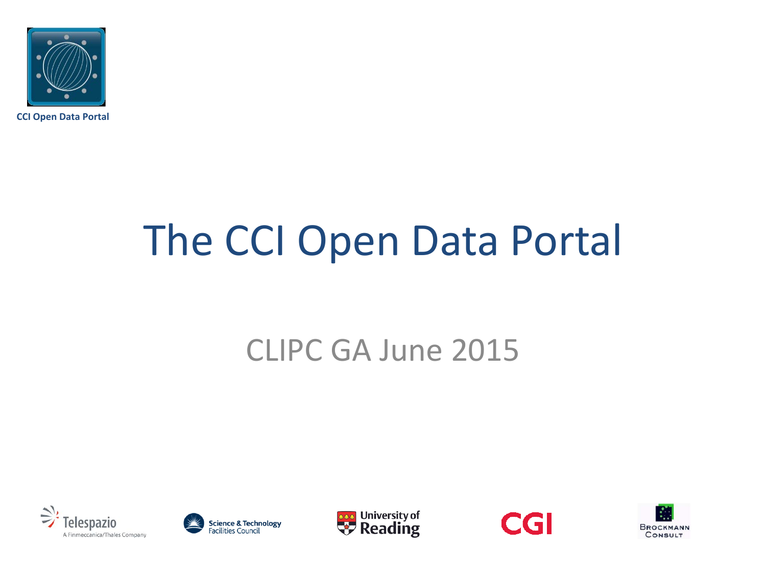CCI Open Data Portal

# The CCI Open Data Portal

CLIPC GA June 2015

Telespazio
A Finmeccanica/Thales Company

Science & Technology Facilities Council

University of Reading

CGI

Brockmann Consult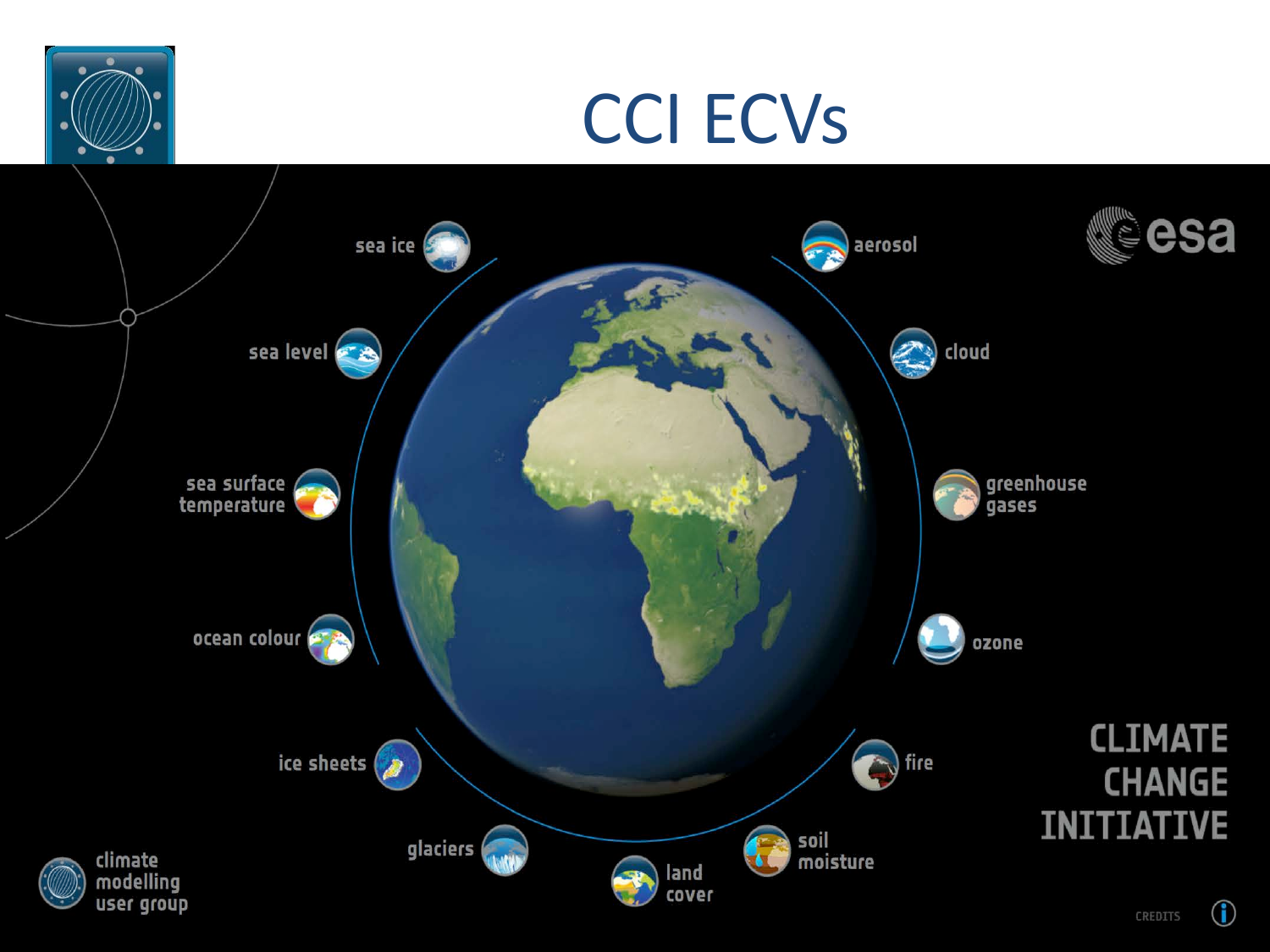# CCI ECVs

sea ice

sea level

sea surface temperature

ocean colour

ice sheets

glaciers

land cover

soil moisture

fire

ozone

greenhouse gases

cloud

aerosol

esa

CLIMATE CHANGE INITIATIVE

climate modelling user group

CREDITS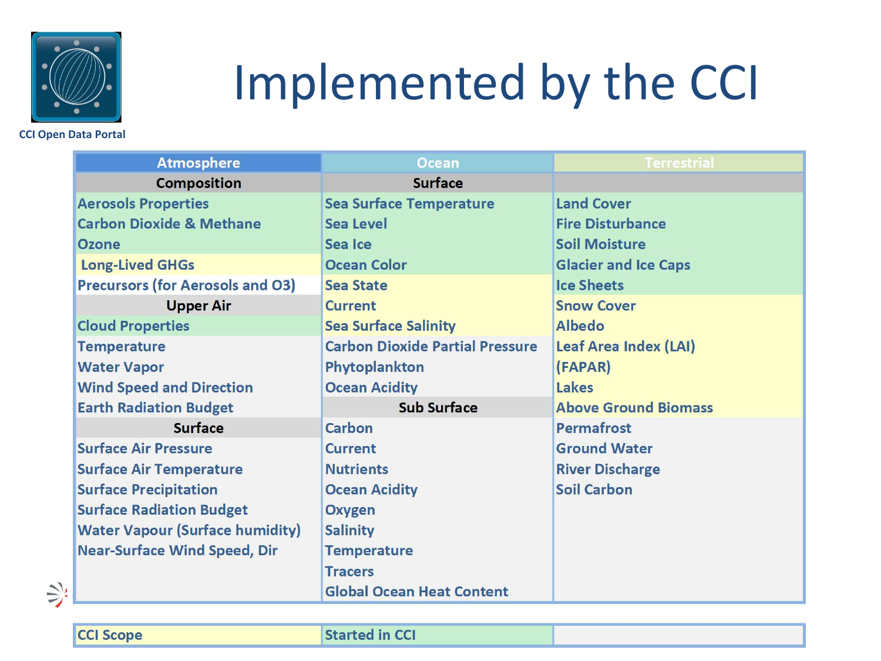CCI Open Data Portal

# Implemented by the CCI

| Atmosphere | Ocean | Terrestrial |
|---|---|---|
| **Composition** | **Surface** | |
| Aerosols Properties | Sea Surface Temperature | Land Cover |
| Carbon Dioxide & Methane | Sea Level | Fire Disturbance |
| Ozone | Sea Ice | Soil Moisture |
| Long-Lived GHGs | Ocean Color | Glacier and Ice Caps |
| Precursors (for Aerosols and O3) | Sea State | Ice Sheets |
| **Upper Air** | Current | Snow Cover |
| Cloud Properties | Sea Surface Salinity | Albedo |
| Temperature | Carbon Dioxide Partial Pressure | Leaf Area Index (LAI) |
| Water Vapor | Phytoplankton | (FAPAR) |
| Wind Speed and Direction | Ocean Acidity | Lakes |
| Earth Radiation Budget | **Sub Surface** | Above Ground Biomass |
| **Surface** | Carbon | Permafrost |
| Surface Air Pressure | Current | Ground Water |
| Surface Air Temperature | Nutrients | River Discharge |
| Surface Precipitation | Ocean Acidity | Soil Carbon |
| Surface Radiation Budget | Oxygen | |
| Water Vapour (Surface humidity) | Salinity | |
| Near-Surface Wind Speed, Dir | Temperature | |
| | Tracers | |
| | Global Ocean Heat Content | |

| CCI Scope | Started in CCI | |
|---|---|---|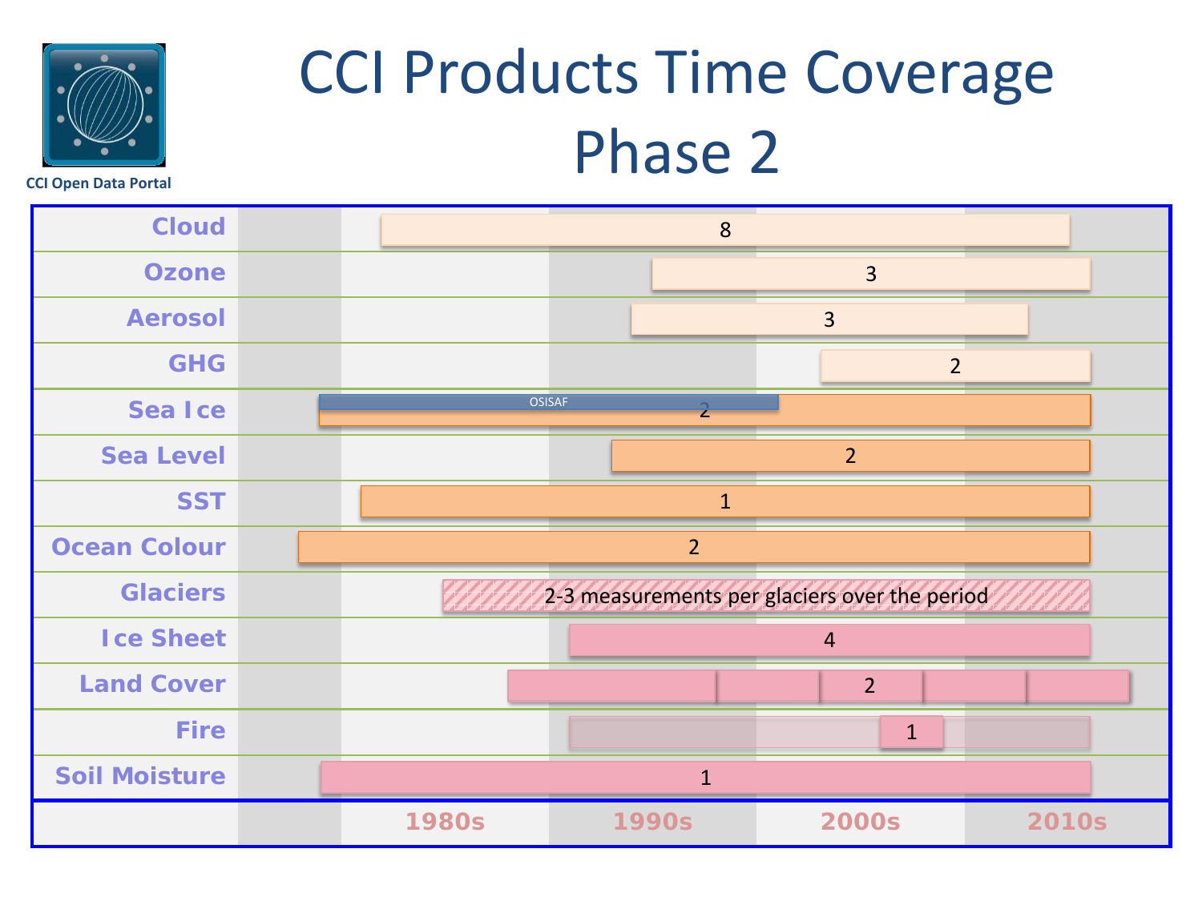CCI Open Data Portal

# CCI Products Time Coverage Phase 2

| Product | Number of products / notes |
|---|---|
| Cloud | 8 |
| Ozone | 3 |
| Aerosol | 3 |
| GHG | 2 |
| Sea Ice | 2 (OSISAF) |
| Sea Level | 2 |
| SST | 1 |
| Ocean Colour | 2 |
| Glaciers | 2-3 measurements per glaciers over the period |
| Ice Sheet | 4 |
| Land Cover | 2 |
| Fire | 1 |
| Soil Moisture | 1 |

1980s · 1990s · 2000s · 2010s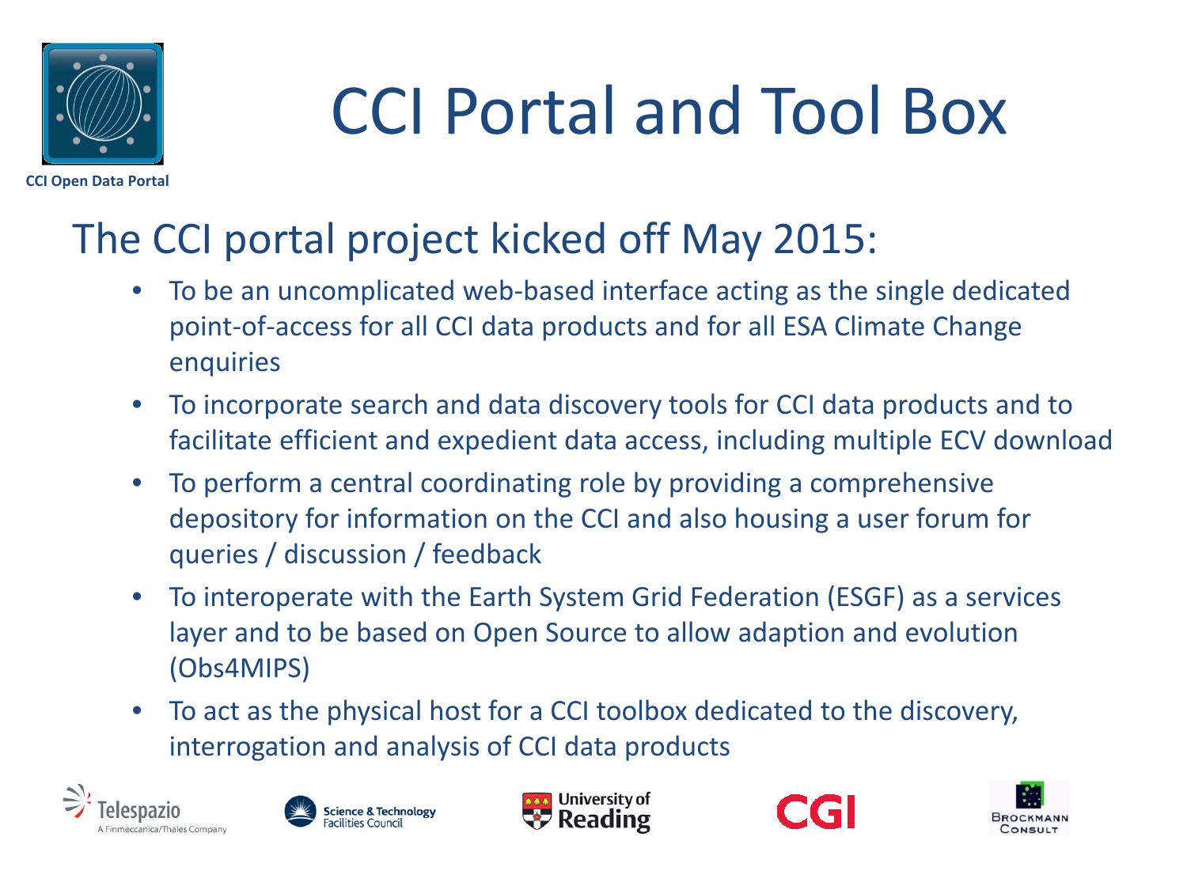CCI Open Data Portal

# CCI Portal and Tool Box

## The CCI portal project kicked off May 2015:

- To be an uncomplicated web-based interface acting as the single dedicated point-of-access for all CCI data products and for all ESA Climate Change enquiries
- To incorporate search and data discovery tools for CCI data products and to facilitate efficient and expedient data access, including multiple ECV download
- To perform a central coordinating role by providing a comprehensive depository for information on the CCI and also housing a user forum for queries / discussion / feedback
- To interoperate with the Earth System Grid Federation (ESGF) as a services layer and to be based on Open Source to allow adaption and evolution (Obs4MIPS)
- To act as the physical host for a CCI toolbox dedicated to the discovery, interrogation and analysis of CCI data products

Telespazio – A Finmeccanica/Thales Company | Science & Technology Facilities Council | University of Reading | CGI | Brockmann Consult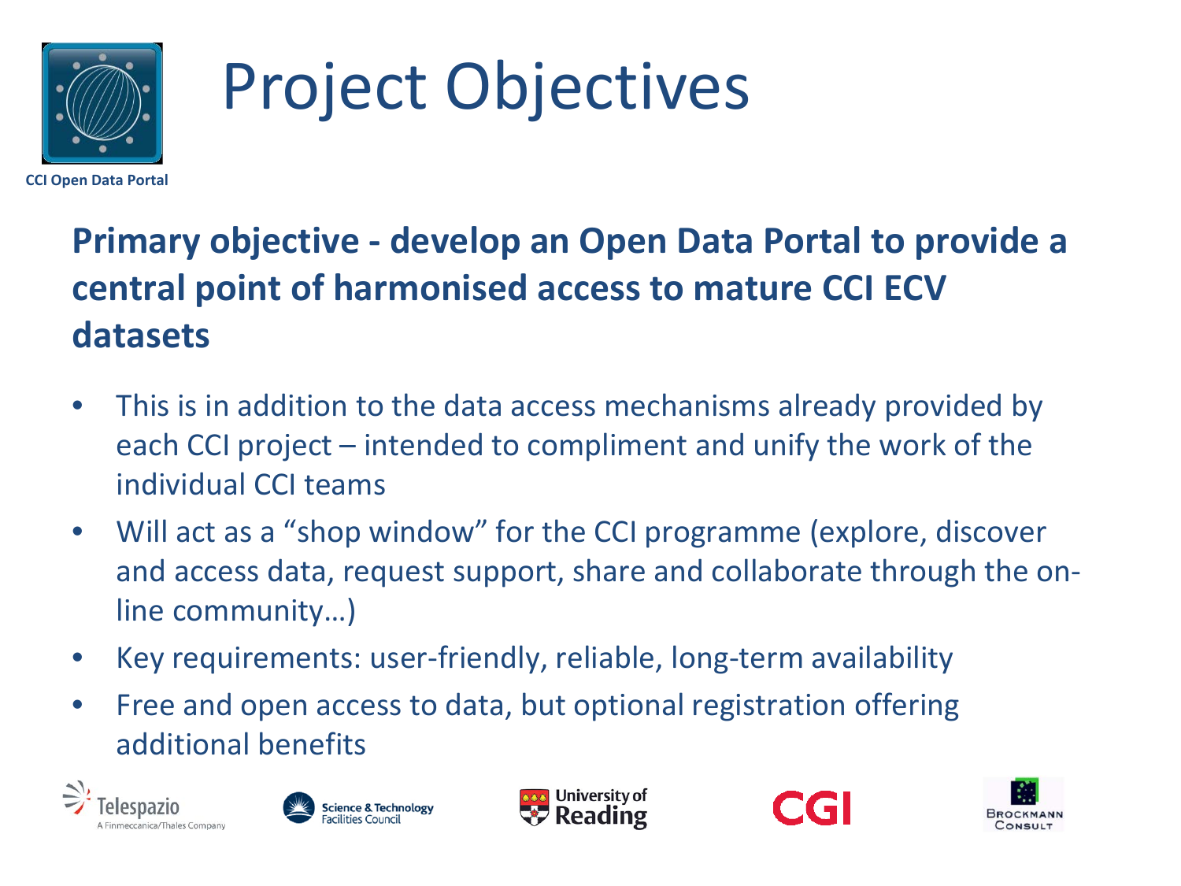# Project Objectives

CCI Open Data Portal

**Primary objective - develop an Open Data Portal to provide a central point of harmonised access to mature CCI ECV datasets**

- This is in addition to the data access mechanisms already provided by each CCI project – intended to compliment and unify the work of the individual CCI teams
- Will act as a "shop window" for the CCI programme (explore, discover and access data, request support, share and collaborate through the on-line community…)
- Key requirements: user-friendly, reliable, long-term availability
- Free and open access to data, but optional registration offering additional benefits

Telespazio A Finmeccanica/Thales Company | Science & Technology Facilities Council | University of Reading | CGI | Brockmann Consult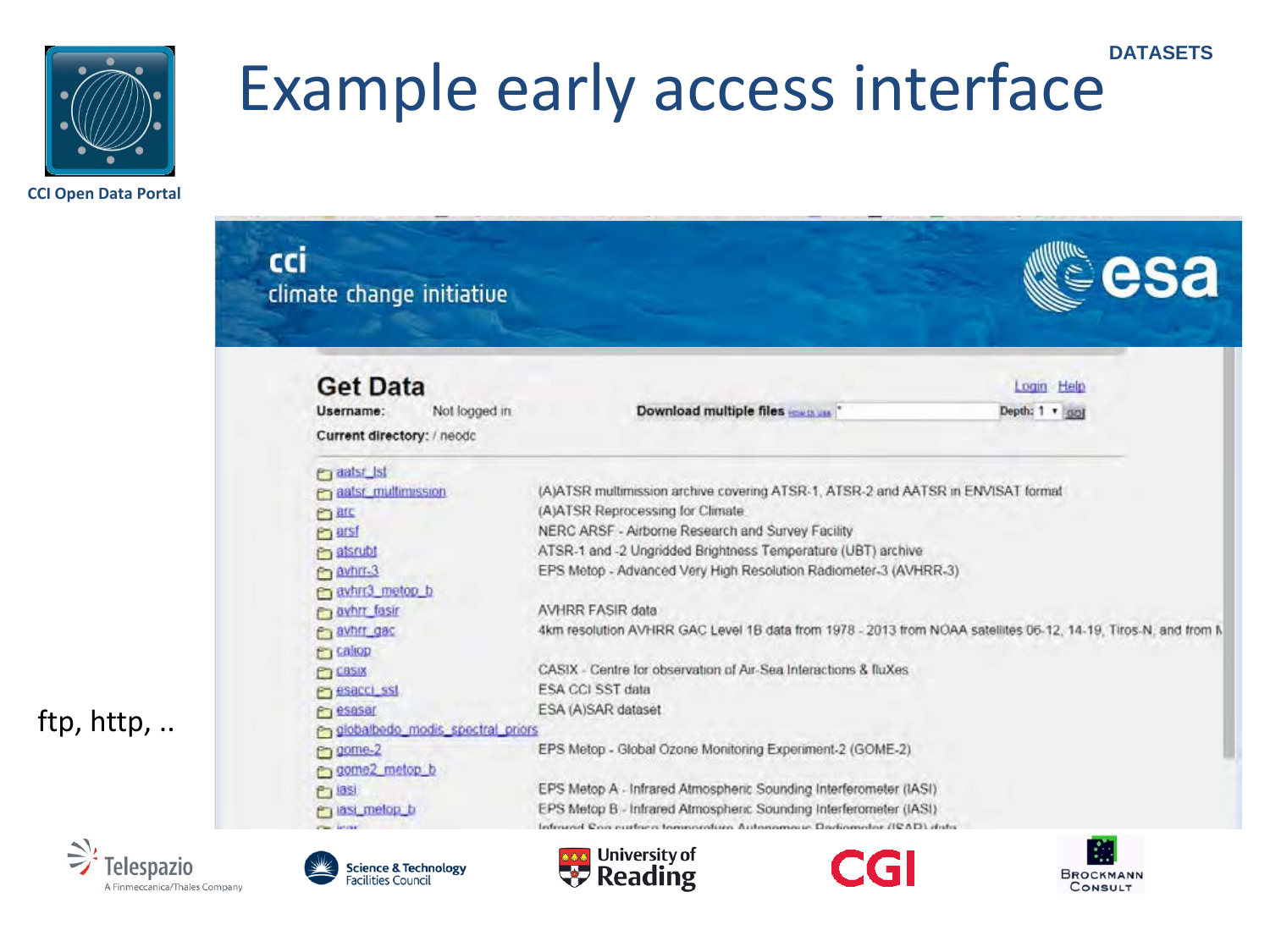# Example early access interface

DATASETS

CCI Open Data Portal

cci
climate change initiative

esa

## Get Data

Username: Not logged in

Download multiple files how to use

Depth: 1 go

Login Help

Current directory: / neodc

| | |
|---|---|
| aatsr_lst | |
| aatsr_multimission | (A)ATSR multimission archive covering ATSR-1, ATSR-2 and AATSR in ENVISAT format |
| arc | (A)ATSR Reprocessing for Climate |
| arsf | NERC ARSF - Airborne Research and Survey Facility |
| atsrubt | ATSR-1 and -2 Ungridded Brightness Temperature (UBT) archive |
| avhrr-3 | EPS Metop - Advanced Very High Resolution Radiometer-3 (AVHRR-3) |
| avhrr3_metop_b | |
| avhrr_fasir | AVHRR FASIR data |
| avhrr_gac | 4km resolution AVHRR GAC Level 1B data from 1978 - 2013 from NOAA satellites 06-12, 14-19, Tiros-N, and from N |
| caliop | |
| casix | CASIX - Centre for observation of Air-Sea Interactions & fluXes |
| esacci_sst | ESA CCI SST data |
| esasar | ESA (A)SAR dataset |
| globalbedo_modis_spectral_priors | |
| gome-2 | EPS Metop - Global Ozone Monitoring Experiment-2 (GOME-2) |
| gome2_metop_b | |
| iasi | EPS Metop A - Infrared Atmospheric Sounding Interferometer (IASI) |
| iasi_metop_b | EPS Metop B - Infrared Atmospheric Sounding Interferometer (IASI) |
| isar | Infrared Sea surface temperature Autonomous Radiometer (ISAR) data |

ftp, http, ..

Telespazio — A Finmeccanica/Thales Company | Science & Technology Facilities Council | University of Reading | CGI | Brockmann Consult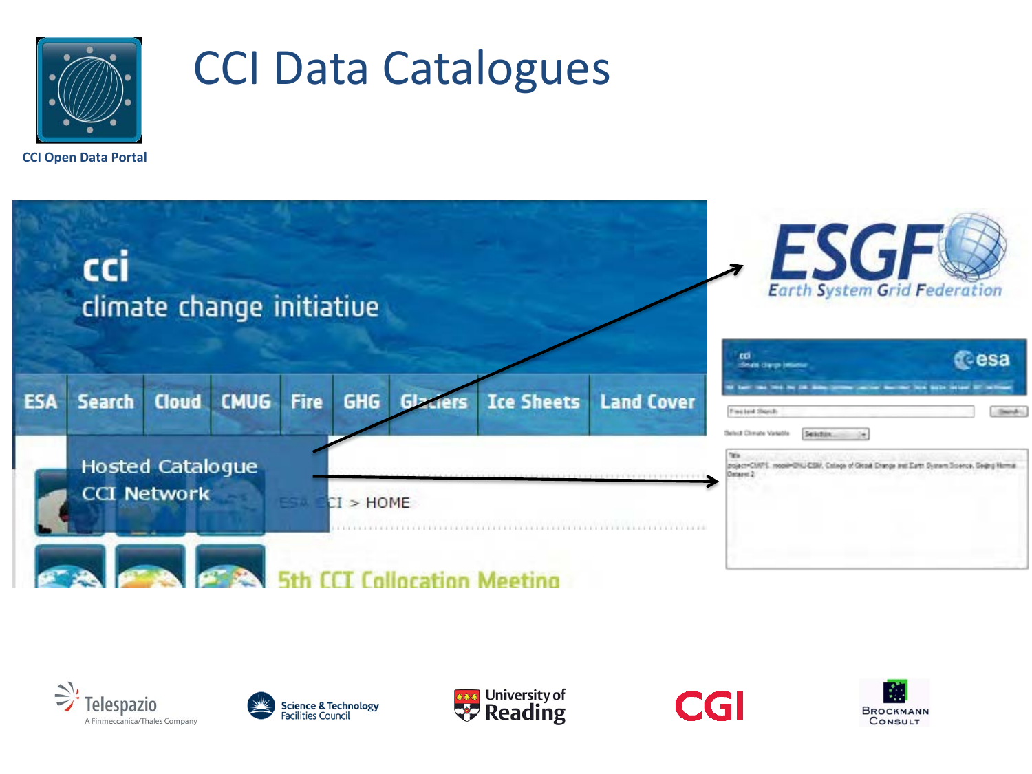# CCI Data Catalogues

CCI Open Data Portal

cci
climate change initiative

ESA | Search | Cloud | CMUG | Fire | GHG | Glaciers | Ice Sheets | Land Cover

Hosted Catalogue
CCI Network

ESA CCI > HOME

5th CCI Collocation Meeting

ESGF
Earth System Grid Federation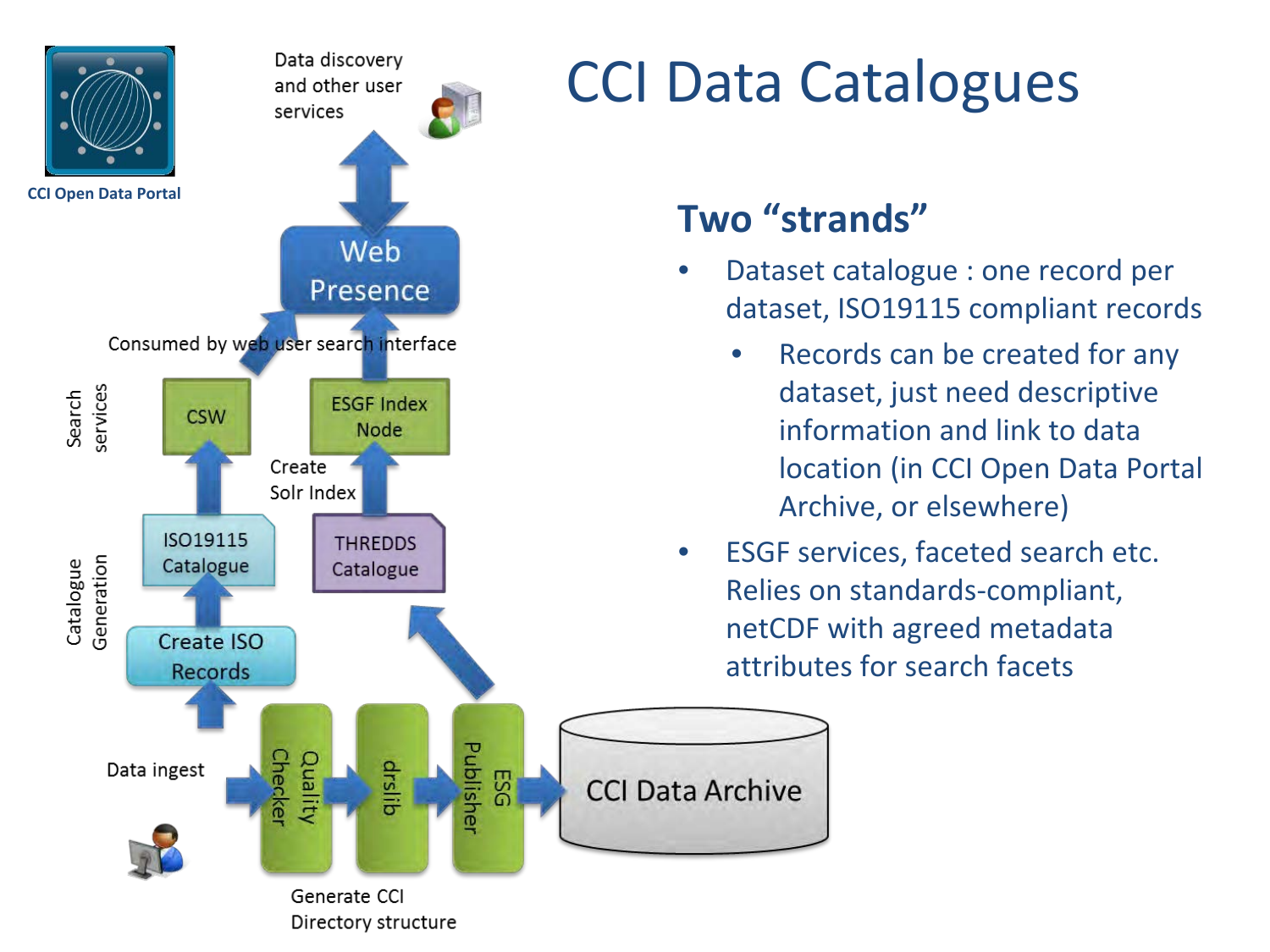# CCI Data Catalogues

CCI Open Data Portal

Data discovery and other user services

Web Presence

Consumed by web user search interface

Search services

CSW

ESGF Index Node

Create Solr Index

Catalogue Generation

ISO19115 Catalogue

THREDDS Catalogue

Create ISO Records

Data ingest

Quality Checker

drslib

ESG Publisher

CCI Data Archive

Generate CCI Directory structure

## Two "strands"

- Dataset catalogue : one record per dataset, ISO19115 compliant records
  - Records can be created for any dataset, just need descriptive information and link to data location (in CCI Open Data Portal Archive, or elsewhere)
- ESGF services, faceted search etc. Relies on standards-compliant, netCDF with agreed metadata attributes for search facets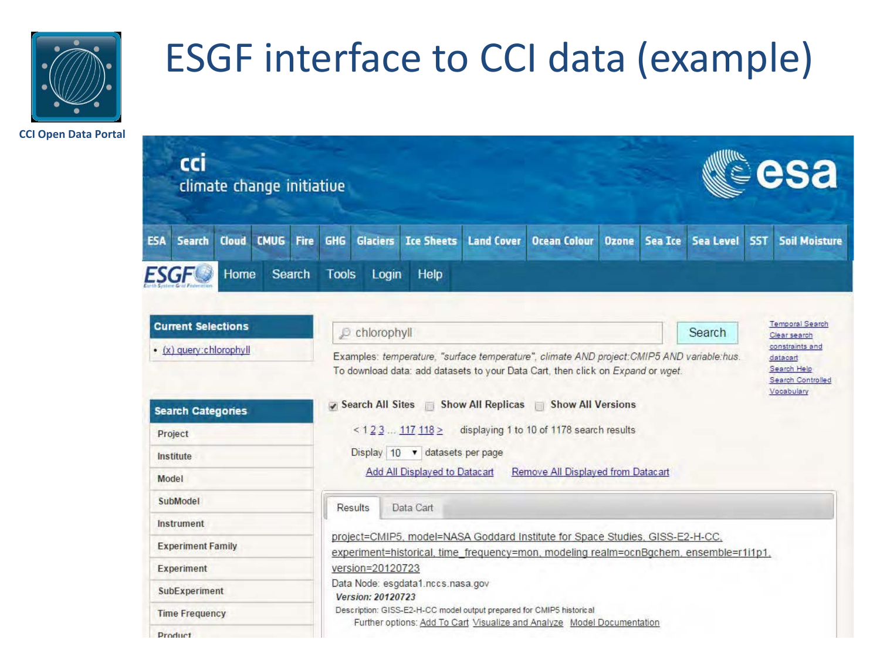# ESGF interface to CCI data (example)

CCI Open Data Portal

cci
climate change initiative

esa

ESA | Search | Cloud | CMUG | Fire | GHG | Glaciers | Ice Sheets | Land Cover | Ocean Colour | Ozone | Sea Ice | Sea Level | SST | Soil Moisture

ESGF Home Search Tools Login Help

**Current Selections**

- (x) query:chlorophyll

**Search Categories**

- Project
- Institute
- Model
- SubModel
- Instrument
- Experiment Family
- Experiment
- SubExperiment
- Time Frequency
- Product

chlorophyll Search

Examples: *temperature*, *"surface temperature"*, *climate AND project:CMIP5 AND variable:hus*.
To download data: add datasets to your Data Cart, then click on *Expand* or *wget*.

Temporal Search
Clear search constraints and datacart
Search Help
Search Controlled Vocabulary

Search All Sites | Show All Replicas | Show All Versions

< 1 2 3 ... 117 118 > displaying 1 to 10 of 1178 search results

Display 10 datasets per page

Add All Displayed to Datacart | Remove All Displayed from Datacart

Results | Data Cart

project=CMIP5, model=NASA Goddard Institute for Space Studies, GISS-E2-H-CC, experiment=historical, time_frequency=mon, modeling realm=ocnBgchem, ensemble=r1i1p1, version=20120723

Data Node: esgdata1.nccs.nasa.gov

***Version: 20120723***

Description: GISS-E2-H-CC model output prepared for CMIP5 historical

Further options: Add To Cart Visualize and Analyze Model Documentation